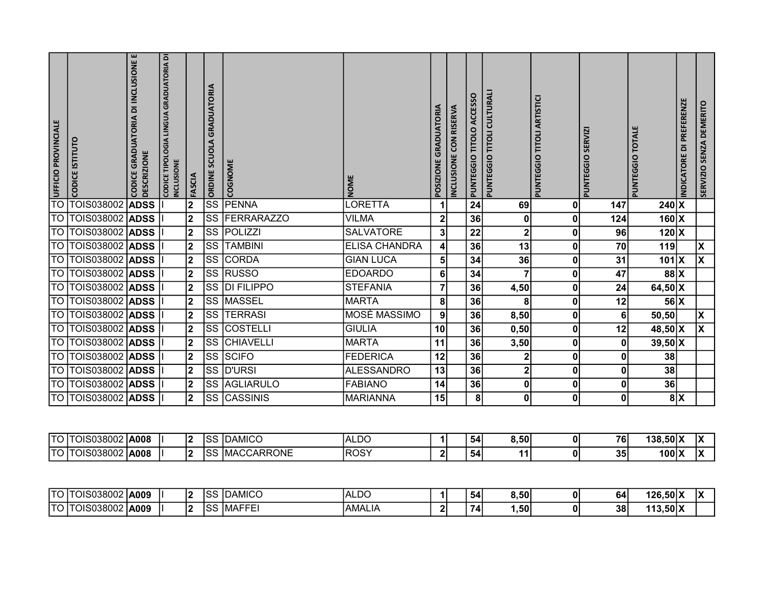| UFFICIO PROVINCIALE | CODICE ISTITUTO | CODICE GRADUATORIA DI INCLUSIONE E DESCRIZIONE | CODICE TIPOLOGIA LINGUA GRADUATORIA DI INCLUSIONE | FASCIA | ORDINE SCUOLA GRADUATORIA | COGNOME | NOME | POSIZIONE GRADUATORIA | INCLUSIONE CON RISERVA | PUNTEGGIO TITOLO ACCESSO | PUNTEGGIO TITOLI CULTURALI | PUNTEGGIO TITOLI ARTISTICI | PUNTEGGIO SERVIZI | PUNTEGGIO TOTALE | INDICATORE DI PREFERENZE | SERVIZIO SENZA DEMERITO |
|---|---|---|---|---|---|---|---|---|---|---|---|---|---|---|---|---|
| TO | TOIS038002 | **ADSS** | I | **2** | SS | PENNA | LORETTA | **1** | | **24** | **69** | **0** | **147** | **240** | **X** | |
| TO | TOIS038002 | **ADSS** | I | **2** | SS | FERRARAZZO | VILMA | **2** | | **36** | **0** | **0** | **124** | **160** | **X** | |
| TO | TOIS038002 | **ADSS** | I | **2** | SS | POLIZZI | SALVATORE | **3** | | **22** | **2** | **0** | **96** | **120** | **X** | |
| TO | TOIS038002 | **ADSS** | I | **2** | SS | TAMBINI | ELISA CHANDRA | **4** | | **36** | **13** | **0** | **70** | **119** | | **X** |
| TO | TOIS038002 | **ADSS** | I | **2** | SS | CORDA | GIAN LUCA | **5** | | **34** | **36** | **0** | **31** | **101** | **X** | **X** |
| TO | TOIS038002 | **ADSS** | I | **2** | SS | RUSSO | EDOARDO | **6** | | **34** | **7** | **0** | **47** | **88** | **X** | |
| TO | TOIS038002 | **ADSS** | I | **2** | SS | DI FILIPPO | STEFANIA | **7** | | **36** | **4,50** | **0** | **24** | **64,50** | **X** | |
| TO | TOIS038002 | **ADSS** | I | **2** | SS | MASSEL | MARTA | **8** | | **36** | **8** | **0** | **12** | **56** | **X** | |
| TO | TOIS038002 | **ADSS** | I | **2** | SS | TERRASI | MOSÈ MASSIMO | **9** | | **36** | **8,50** | **0** | **6** | **50,50** | | **X** |
| TO | TOIS038002 | **ADSS** | I | **2** | SS | COSTELLI | GIULIA | **10** | | **36** | **0,50** | **0** | **12** | **48,50** | **X** | **X** |
| TO | TOIS038002 | **ADSS** | I | **2** | SS | CHIAVELLI | MARTA | **11** | | **36** | **3,50** | **0** | **0** | **39,50** | **X** | |
| TO | TOIS038002 | **ADSS** | I | **2** | SS | SCIFO | FEDERICA | **12** | | **36** | **2** | **0** | **0** | **38** | | |
| TO | TOIS038002 | **ADSS** | I | **2** | SS | D'URSI | ALESSANDRO | **13** | | **36** | **2** | **0** | **0** | **38** | | |
| TO | TOIS038002 | **ADSS** | I | **2** | SS | AGLIARULO | FABIANO | **14** | | **36** | **0** | **0** | **0** | **36** | | |
| TO | TOIS038002 | **ADSS** | I | **2** | SS | CASSINIS | MARIANNA | **15** | | **8** | **0** | **0** | **0** | **8** | **X** | |

| | | | | | | | | | | | | | | | | |
|---|---|---|---|---|---|---|---|---|---|---|---|---|---|---|---|---|
| TO | TOIS038002 | **A008** | I | **2** | SS | DAMICO | ALDO | **1** | | **54** | **8,50** | **0** | **76** | **138,50** | **X** | **X** |
| TO | TOIS038002 | **A008** | I | **2** | SS | MACCARRONE | ROSY | **2** | | **54** | **11** | **0** | **35** | **100** | **X** | **X** |

| | | | | | | | | | | | | | | | | |
|---|---|---|---|---|---|---|---|---|---|---|---|---|---|---|---|---|
| TO | TOIS038002 | **A009** | I | **2** | SS | DAMICO | ALDO | **1** | | **54** | **8,50** | **0** | **64** | **126,50** | **X** | **X** |
| TO | TOIS038002 | **A009** | I | **2** | SS | MAFFEI | AMALIA | **2** | | **74** | **1,50** | **0** | **38** | **113,50** | **X** | |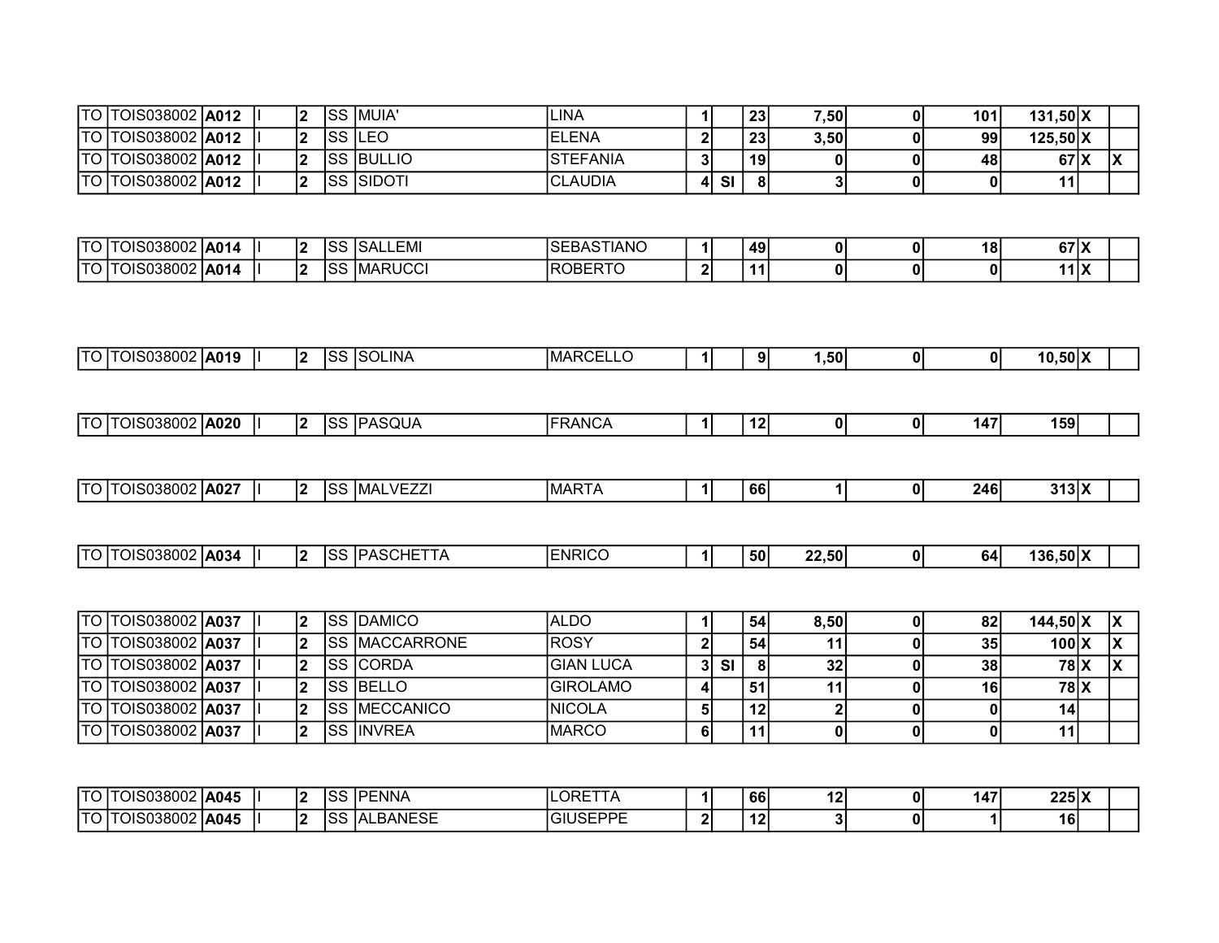| | | | | | | | | | | | | | | | | |
|---|---|---|---|---|---|---|---|---|---|---|---|---|---|---|---|---|
| TO | TOIS038002 | **A012** | I | **2** | SS | MUIA' | LINA | **1** | | **23** | **7,50** | **0** | **101** | **131,50** | **X** | |
| TO | TOIS038002 | **A012** | I | **2** | SS | LEO | ELENA | **2** | | **23** | **3,50** | **0** | **99** | **125,50** | **X** | |
| TO | TOIS038002 | **A012** | I | **2** | SS | BULLIO | STEFANIA | **3** | | **19** | **0** | **0** | **48** | **67** | **X** | **X** |
| TO | TOIS038002 | **A012** | I | **2** | SS | SIDOTI | CLAUDIA | **4** | **SI** | **8** | **3** | **0** | **0** | **11** | | |

| | | | | | | | | | | | | | | | | |
|---|---|---|---|---|---|---|---|---|---|---|---|---|---|---|---|---|
| TO | TOIS038002 | **A014** | I | **2** | SS | SALLEMI | SEBASTIANO | **1** | | **49** | **0** | **0** | **18** | **67** | **X** | |
| TO | TOIS038002 | **A014** | I | **2** | SS | MARUCCI | ROBERTO | **2** | | **11** | **0** | **0** | **0** | **11** | **X** | |

| | | | | | | | | | | | | | | | | |
|---|---|---|---|---|---|---|---|---|---|---|---|---|---|---|---|---|
| TO | TOIS038002 | **A019** | I | **2** | SS | SOLINA | MARCELLO | **1** | | **9** | **1,50** | **0** | **0** | **10,50** | **X** | |

| | | | | | | | | | | | | | | | | |
|---|---|---|---|---|---|---|---|---|---|---|---|---|---|---|---|---|
| TO | TOIS038002 | **A020** | I | **2** | SS | PASQUA | FRANCA | **1** | | **12** | **0** | **0** | **147** | **159** | | |

| | | | | | | | | | | | | | | | | |
|---|---|---|---|---|---|---|---|---|---|---|---|---|---|---|---|---|
| TO | TOIS038002 | **A027** | I | **2** | SS | MALVEZZI | MARTA | **1** | | **66** | **1** | **0** | **246** | **313** | **X** | |

| | | | | | | | | | | | | | | | | |
|---|---|---|---|---|---|---|---|---|---|---|---|---|---|---|---|---|
| TO | TOIS038002 | **A034** | I | **2** | SS | PASCHETTA | ENRICO | **1** | | **50** | **22,50** | **0** | **64** | **136,50** | **X** | |

| | | | | | | | | | | | | | | | | |
|---|---|---|---|---|---|---|---|---|---|---|---|---|---|---|---|---|
| TO | TOIS038002 | **A037** | I | **2** | SS | DAMICO | ALDO | **1** | | **54** | **8,50** | **0** | **82** | **144,50** | **X** | **X** |
| TO | TOIS038002 | **A037** | I | **2** | SS | MACCARRONE | ROSY | **2** | | **54** | **11** | **0** | **35** | **100** | **X** | **X** |
| TO | TOIS038002 | **A037** | I | **2** | SS | CORDA | GIAN LUCA | **3** | **SI** | **8** | **32** | **0** | **38** | **78** | **X** | **X** |
| TO | TOIS038002 | **A037** | I | **2** | SS | BELLO | GIROLAMO | **4** | | **51** | **11** | **0** | **16** | **78** | **X** | |
| TO | TOIS038002 | **A037** | I | **2** | SS | MECCANICO | NICOLA | **5** | | **12** | **2** | **0** | **0** | **14** | | |
| TO | TOIS038002 | **A037** | I | **2** | SS | INVREA | MARCO | **6** | | **11** | **0** | **0** | **0** | **11** | | |

| | | | | | | | | | | | | | | | | |
|---|---|---|---|---|---|---|---|---|---|---|---|---|---|---|---|---|
| TO | TOIS038002 | **A045** | I | **2** | SS | PENNA | LORETTA | **1** | | **66** | **12** | **0** | **147** | **225** | **X** | |
| TO | TOIS038002 | **A045** | I | **2** | SS | ALBANESE | GIUSEPPE | **2** | | **12** | **3** | **0** | **1** | **16** | | |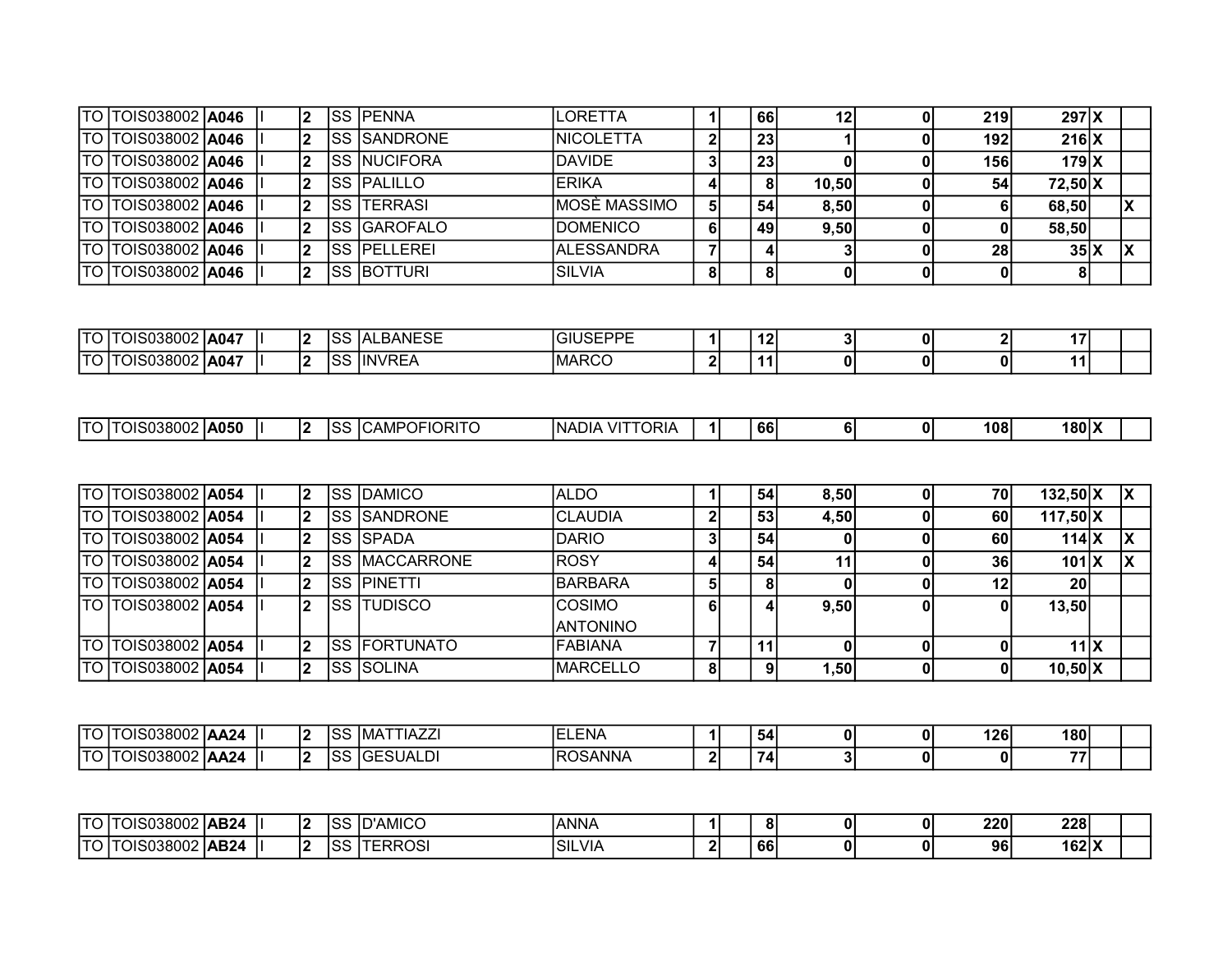| | | | | | | | | | | | | | | | |
|---|---|---|---|---|---|---|---|---|---|---|---|---|---|---|---|
| TO | TOIS038002 | **A046** | I | **2** | SS | PENNA | LORETTA | **1** | | **66** | **12** | **0** | **219** | **297** | **X** | |
| TO | TOIS038002 | **A046** | I | **2** | SS | SANDRONE | NICOLETTA | **2** | | **23** | **1** | **0** | **192** | **216** | **X** | |
| TO | TOIS038002 | **A046** | I | **2** | SS | NUCIFORA | DAVIDE | **3** | | **23** | **0** | **0** | **156** | **179** | **X** | |
| TO | TOIS038002 | **A046** | I | **2** | SS | PALILLO | ERIKA | **4** | | **8** | **10,50** | **0** | **54** | **72,50** | **X** | |
| TO | TOIS038002 | **A046** | I | **2** | SS | TERRASI | MOSÈ MASSIMO | **5** | | **54** | **8,50** | **0** | **6** | **68,50** | | **X** |
| TO | TOIS038002 | **A046** | I | **2** | SS | GAROFALO | DOMENICO | **6** | | **49** | **9,50** | **0** | **0** | **58,50** | | |
| TO | TOIS038002 | **A046** | I | **2** | SS | PELLEREI | ALESSANDRA | **7** | | **4** | **3** | **0** | **28** | **35** | **X** | **X** |
| TO | TOIS038002 | **A046** | I | **2** | SS | BOTTURI | SILVIA | **8** | | **8** | **0** | **0** | **0** | **8** | | |

| | | | | | | | | | | | | | | | | |
|---|---|---|---|---|---|---|---|---|---|---|---|---|---|---|---|---|
| TO | TOIS038002 | **A047** | I | **2** | SS | ALBANESE | GIUSEPPE | **1** | | **12** | **3** | **0** | **2** | **17** | | |
| TO | TOIS038002 | **A047** | I | **2** | SS | INVREA | MARCO | **2** | | **11** | **0** | **0** | **0** | **11** | | |

| | | | | | | | | | | | | | | | | |
|---|---|---|---|---|---|---|---|---|---|---|---|---|---|---|---|---|
| TO | TOIS038002 | **A050** | I | **2** | SS | CAMPOFIORITO | NADIA VITTORIA | **1** | | **66** | **6** | **0** | **108** | **180** | **X** | |

| | | | | | | | | | | | | | | | | |
|---|---|---|---|---|---|---|---|---|---|---|---|---|---|---|---|---|
| TO | TOIS038002 | **A054** | I | **2** | SS | DAMICO | ALDO | **1** | | **54** | **8,50** | **0** | **70** | **132,50** | **X** | **X** |
| TO | TOIS038002 | **A054** | I | **2** | SS | SANDRONE | CLAUDIA | **2** | | **53** | **4,50** | **0** | **60** | **117,50** | **X** | |
| TO | TOIS038002 | **A054** | I | **2** | SS | SPADA | DARIO | **3** | | **54** | **0** | **0** | **60** | **114** | **X** | **X** |
| TO | TOIS038002 | **A054** | I | **2** | SS | MACCARRONE | ROSY | **4** | | **54** | **11** | **0** | **36** | **101** | **X** | **X** |
| TO | TOIS038002 | **A054** | I | **2** | SS | PINETTI | BARBARA | **5** | | **8** | **0** | **0** | **12** | **20** | | |
| TO | TOIS038002 | **A054** | I | **2** | SS | TUDISCO | COSIMO ANTONINO | **6** | | **4** | **9,50** | **0** | **0** | **13,50** | | |
| TO | TOIS038002 | **A054** | I | **2** | SS | FORTUNATO | FABIANA | **7** | | **11** | **0** | **0** | **0** | **11** | **X** | |
| TO | TOIS038002 | **A054** | I | **2** | SS | SOLINA | MARCELLO | **8** | | **9** | **1,50** | **0** | **0** | **10,50** | **X** | |

| | | | | | | | | | | | | | | | | |
|---|---|---|---|---|---|---|---|---|---|---|---|---|---|---|---|---|
| TO | TOIS038002 | **AA24** | I | **2** | SS | MATTIAZZI | ELENA | **1** | | **54** | **0** | **0** | **126** | **180** | | |
| TO | TOIS038002 | **AA24** | I | **2** | SS | GESUALDI | ROSANNA | **2** | | **74** | **3** | **0** | **0** | **77** | | |

| | | | | | | | | | | | | | | | | |
|---|---|---|---|---|---|---|---|---|---|---|---|---|---|---|---|---|
| TO | TOIS038002 | **AB24** | I | **2** | SS | D'AMICO | ANNA | **1** | | **8** | **0** | **0** | **220** | **228** | | |
| TO | TOIS038002 | **AB24** | I | **2** | SS | TERROSI | SILVIA | **2** | | **66** | **0** | **0** | **96** | **162** | **X** | |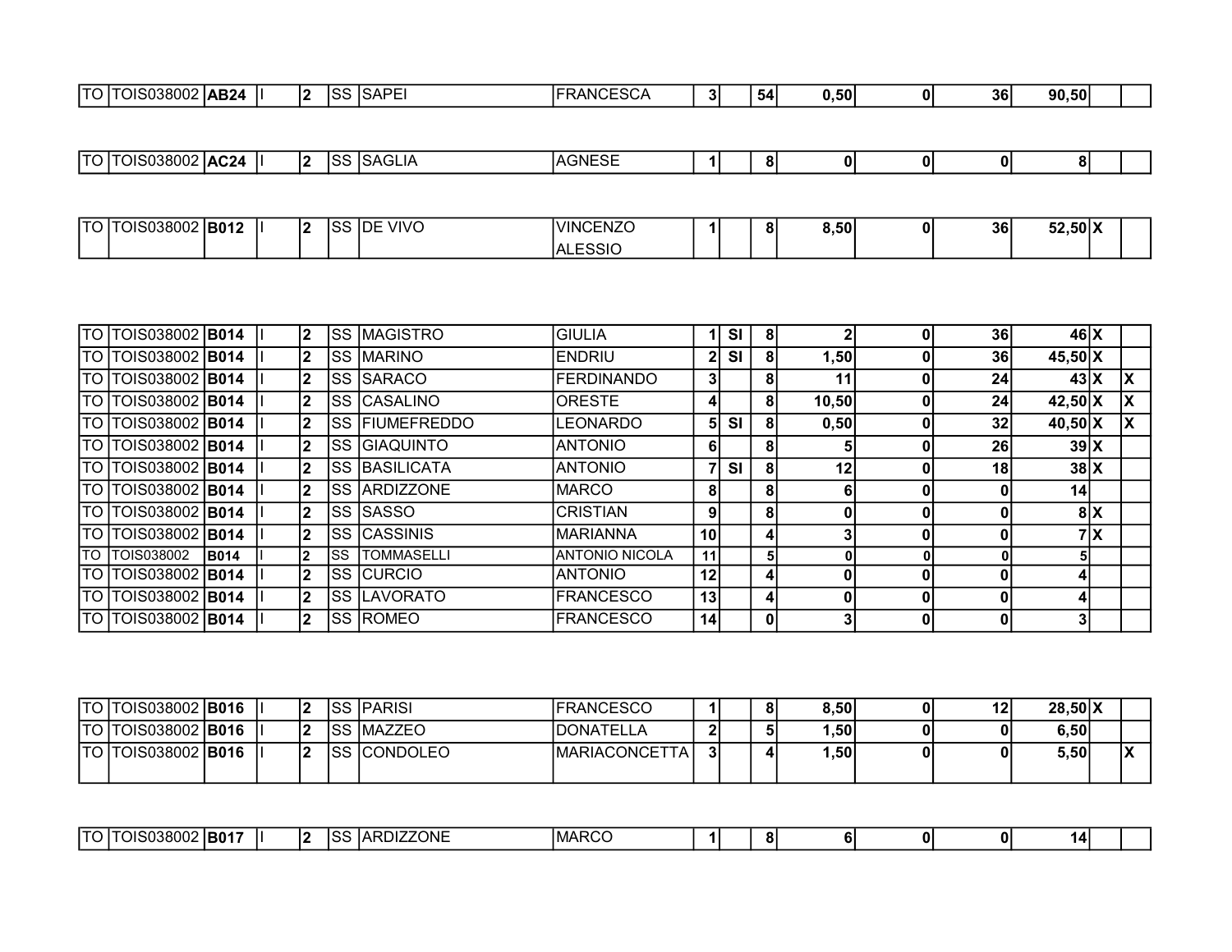| | | | | | | | | | | | | | | | | |
|---|---|---|---|---|---|---|---|---|---|---|---|---|---|---|---|---|
| TO | TOIS038002 | **AB24** | I | **2** | SS | SAPEI | FRANCESCA | **3** | | **54** | **0,50** | **0** | **36** | **90,50** | | |

| | | | | | | | | | | | | | | | | |
|---|---|---|---|---|---|---|---|---|---|---|---|---|---|---|---|---|
| TO | TOIS038002 | **AC24** | I | **2** | SS | SAGLIA | AGNESE | **1** | | **8** | **0** | **0** | **0** | **8** | | |

| | | | | | | | | | | | | | | | | |
|---|---|---|---|---|---|---|---|---|---|---|---|---|---|---|---|---|
| TO | TOIS038002 | **B012** | I | **2** | SS | DE VIVO | VINCENZO ALESSIO | **1** | | **8** | **8,50** | **0** | **36** | **52,50** | **X** | |

| | | | | | | | | | | | | | | | | |
|---|---|---|---|---|---|---|---|---|---|---|---|---|---|---|---|---|
| TO | TOIS038002 | **B014** | I | **2** | SS | MAGISTRO | GIULIA | **1** | **SI** | **8** | **2** | **0** | **36** | **46** | **X** | |
| TO | TOIS038002 | **B014** | I | **2** | SS | MARINO | ENDRIU | **2** | **SI** | **8** | **1,50** | **0** | **36** | **45,50** | **X** | |
| TO | TOIS038002 | **B014** | I | **2** | SS | SARACO | FERDINANDO | **3** | | **8** | **11** | **0** | **24** | **43** | **X** | **X** |
| TO | TOIS038002 | **B014** | I | **2** | SS | CASALINO | ORESTE | **4** | | **8** | **10,50** | **0** | **24** | **42,50** | **X** | **X** |
| TO | TOIS038002 | **B014** | I | **2** | SS | FIUMEFREDDO | LEONARDO | **5** | **SI** | **8** | **0,50** | **0** | **32** | **40,50** | **X** | **X** |
| TO | TOIS038002 | **B014** | I | **2** | SS | GIAQUINTO | ANTONIO | **6** | | **8** | **5** | **0** | **26** | **39** | **X** | |
| TO | TOIS038002 | **B014** | I | **2** | SS | BASILICATA | ANTONIO | **7** | **SI** | **8** | **12** | **0** | **18** | **38** | **X** | |
| TO | TOIS038002 | **B014** | I | **2** | SS | ARDIZZONE | MARCO | **8** | | **8** | **6** | **0** | **0** | **14** | | |
| TO | TOIS038002 | **B014** | I | **2** | SS | SASSO | CRISTIAN | **9** | | **8** | **0** | **0** | **0** | **8** | **X** | |
| TO | TOIS038002 | **B014** | I | **2** | SS | CASSINIS | MARIANNA | **10** | | **4** | **3** | **0** | **0** | **7** | **X** | |
| TO | TOIS038002 | **B014** | I | **2** | SS | TOMMASELLI | ANTONIO NICOLA | **11** | | **5** | **0** | **0** | **0** | **5** | | |
| TO | TOIS038002 | **B014** | I | **2** | SS | CURCIO | ANTONIO | **12** | | **4** | **0** | **0** | **0** | **4** | | |
| TO | TOIS038002 | **B014** | I | **2** | SS | LAVORATO | FRANCESCO | **13** | | **4** | **0** | **0** | **0** | **4** | | |
| TO | TOIS038002 | **B014** | I | **2** | SS | ROMEO | FRANCESCO | **14** | | **0** | **3** | **0** | **0** | **3** | | |

| | | | | | | | | | | | | | | | | |
|---|---|---|---|---|---|---|---|---|---|---|---|---|---|---|---|---|
| TO | TOIS038002 | **B016** | I | **2** | SS | PARISI | FRANCESCO | **1** | | **8** | **8,50** | **0** | **12** | **28,50** | **X** | |
| TO | TOIS038002 | **B016** | I | **2** | SS | MAZZEO | DONATELLA | **2** | | **5** | **1,50** | **0** | **0** | **6,50** | | |
| TO | TOIS038002 | **B016** | I | **2** | SS | CONDOLEO | MARIACONCETTA | **3** | | **4** | **1,50** | **0** | **0** | **5,50** | | **X** |

| | | | | | | | | | | | | | | | | |
|---|---|---|---|---|---|---|---|---|---|---|---|---|---|---|---|---|
| TO | TOIS038002 | **B017** | I | **2** | SS | ARDIZZONE | MARCO | **1** | | **8** | **6** | **0** | **0** | **14** | | |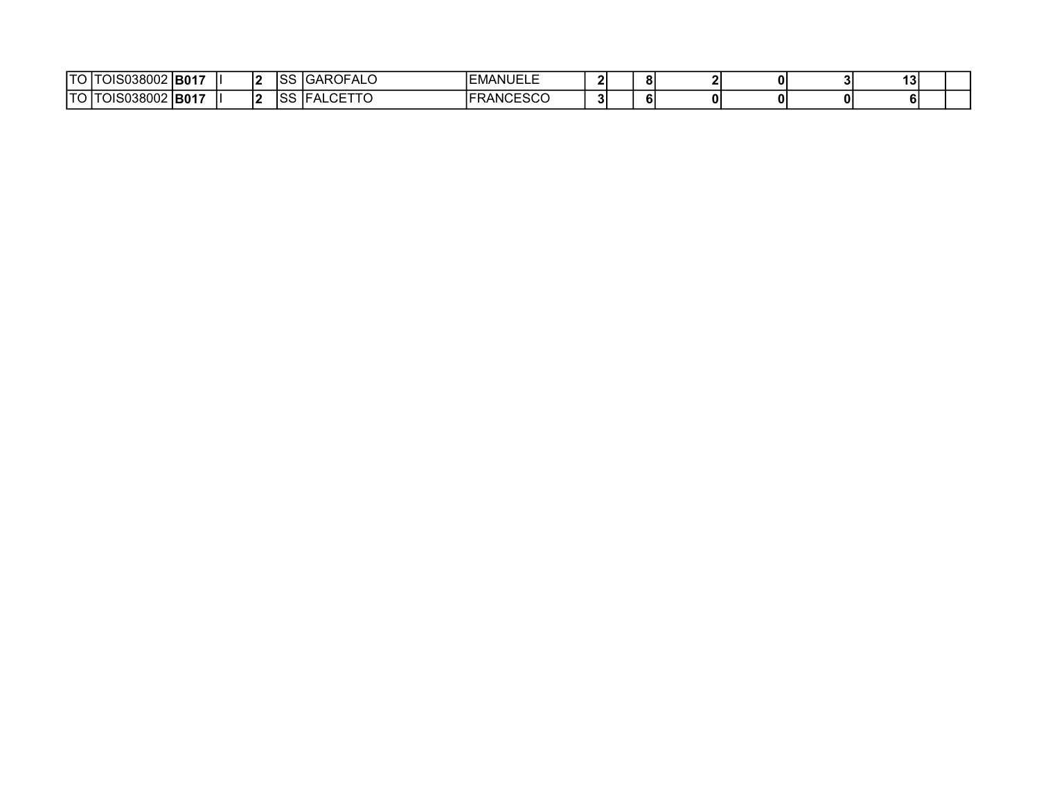| | | | | | | | | | | | | | | | | |
|---|---|---|---|---|---|---|---|---|---|---|---|---|---|---|---|---|
| TO | TOIS038002 | **B017** | I | **2** | SS | GAROFALO | EMANUELE | **2** | | **8** | **2** | **0** | **3** | **13** | | |
| TO | TOIS038002 | **B017** | I | **2** | SS | FALCETTO | FRANCESCO | **3** | | **6** | **0** | **0** | **0** | **6** | | |